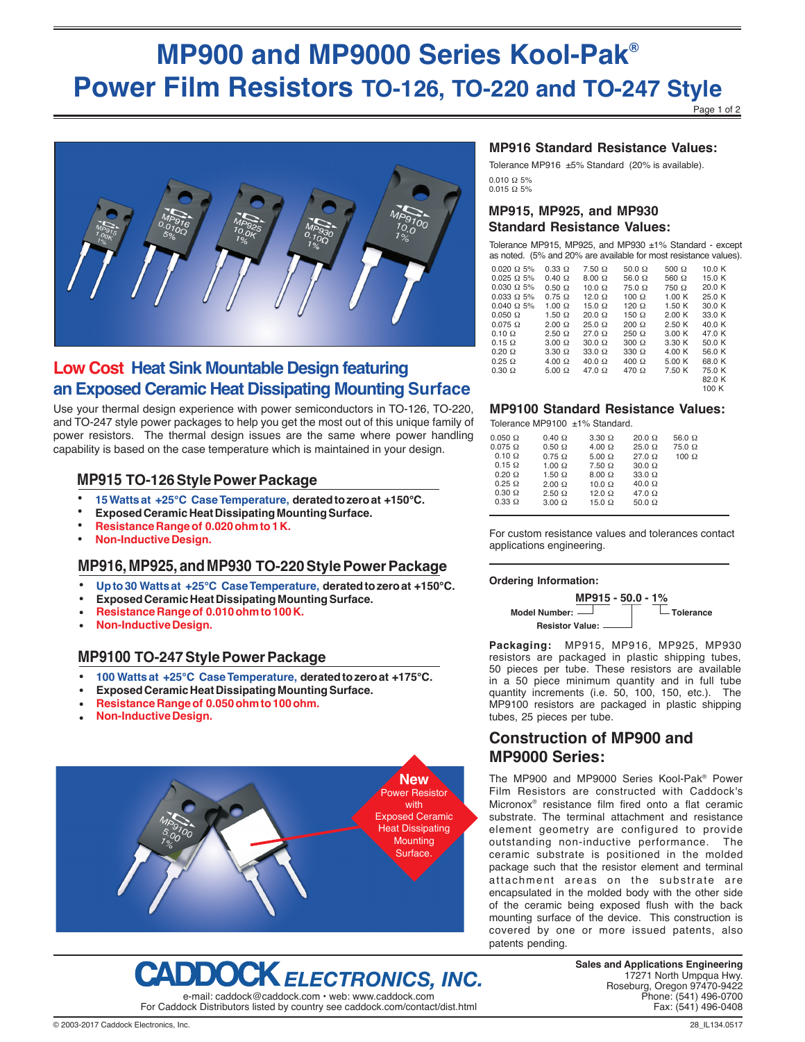# MP900 and MP9000 Series Kool-Pak®
# Power Film Resistors TO-126, TO-220 and TO-247 Style

## Low Cost Heat Sink Mountable Design featuring an Exposed Ceramic Heat Dissipating Mounting Surface

Use your thermal design experience with power semiconductors in TO-126, TO-220, and TO-247 style power packages to help you get the most out of this unique family of power resistors. The thermal design issues are the same where power handling capability is based on the case temperature which is maintained in your design.

### MP915 TO-126 Style Power Package

- **15 Watts at +25°C Case Temperature, derated to zero at +150°C.**
- **Exposed Ceramic Heat Dissipating Mounting Surface.**
- **Resistance Range of 0.020 ohm to 1 K.**
- **Non-Inductive Design.**

### MP916, MP925, and MP930 TO-220 Style Power Package

- **Up to 30 Watts at +25°C Case Temperature, derated to zero at +150°C.**
- **Exposed Ceramic Heat Dissipating Mounting Surface.**
- **Resistance Range of 0.010 ohm to 100 K.**
- **Non-Inductive Design.**

### MP9100 TO-247 Style Power Package

- **100 Watts at +25°C Case Temperature, derated to zero at +175°C.**
- **Exposed Ceramic Heat Dissipating Mounting Surface.**
- **Resistance Range of 0.050 ohm to 100 ohm.**
- **Non-Inductive Design.**

New Power Resistor with Exposed Ceramic Heat Dissipating Mounting Surface.

### MP916 Standard Resistance Values:

Tolerance MP916 ±5% Standard (20% is available).

0.010 Ω 5%
0.015 Ω 5%

### MP915, MP925, and MP930 Standard Resistance Values:

Tolerance MP915, MP925, and MP930 ±1% Standard - except as noted. (5% and 20% are available for most resistance values).

| | | | | | |
|---|---|---|---|---|---|
| 0.020 Ω 5% | 0.33 Ω | 7.50 Ω | 50.0 Ω | 500 Ω | 10.0 K |
| 0.025 Ω 5% | 0.40 Ω | 8.00 Ω | 56.0 Ω | 560 Ω | 15.0 K |
| 0.030 Ω 5% | 0.50 Ω | 10.0 Ω | 75.0 Ω | 750 Ω | 20.0 K |
| 0.033 Ω 5% | 0.75 Ω | 12.0 Ω | 100 Ω | 1.00 K | 25.0 K |
| 0.040 Ω 5% | 1.00 Ω | 15.0 Ω | 120 Ω | 1.50 K | 30.0 K |
| 0.050 Ω | 1.50 Ω | 20.0 Ω | 150 Ω | 2.00 K | 33.0 K |
| 0.075 Ω | 2.00 Ω | 25.0 Ω | 200 Ω | 2.50 K | 40.0 K |
| 0.10 Ω | 2.50 Ω | 27.0 Ω | 250 Ω | 3.00 K | 47.0 K |
| 0.15 Ω | 3.00 Ω | 30.0 Ω | 300 Ω | 3.30 K | 50.0 K |
| 0.20 Ω | 3.30 Ω | 33.0 Ω | 330 Ω | 4.00 K | 56.0 K |
| 0.25 Ω | 4.00 Ω | 40.0 Ω | 400 Ω | 5.00 K | 68.0 K |
| 0.30 Ω | 5.00 Ω | 47.0 Ω | 470 Ω | 7.50 K | 75.0 K |
| | | | | | 82.0 K |
| | | | | | 100 K |

### MP9100 Standard Resistance Values:

Tolerance MP9100 ±1% Standard.

| | | | | |
|---|---|---|---|---|
| 0.050 Ω | 0.40 Ω | 3.30 Ω | 20.0 Ω | 56.0 Ω |
| 0.075 Ω | 0.50 Ω | 4.00 Ω | 25.0 Ω | 75.0 Ω |
| 0.10 Ω | 0.75 Ω | 5.00 Ω | 27.0 Ω | 100 Ω |
| 0.15 Ω | 1.00 Ω | 7.50 Ω | 30.0 Ω | |
| 0.20 Ω | 1.50 Ω | 8.00 Ω | 33.0 Ω | |
| 0.25 Ω | 2.00 Ω | 10.0 Ω | 40.0 Ω | |
| 0.30 Ω | 2.50 Ω | 12.0 Ω | 47.0 Ω | |
| 0.33 Ω | 3.00 Ω | 15.0 Ω | 50.0 Ω | |

For custom resistance values and tolerances contact applications engineering.

**Ordering Information:**

**MP915 - 50.0 - 1%**

- **Model Number:** MP915
- **Resistor Value:** 50.0
- **Tolerance:** 1%

**Packaging:** MP915, MP916, MP925, MP930 resistors are packaged in plastic shipping tubes, 50 pieces per tube. These resistors are available in a 50 piece minimum quantity and in full tube quantity increments (i.e. 50, 100, 150, etc.). The MP9100 resistors are packaged in plastic shipping tubes, 25 pieces per tube.

## Construction of MP900 and MP9000 Series:

The MP900 and MP9000 Series Kool-Pak® Power Film Resistors are constructed with Caddock's Micronox® resistance film fired onto a flat ceramic substrate. The terminal attachment and resistance element geometry are configured to provide outstanding non-inductive performance. The ceramic substrate is positioned in the molded package such that the resistor element and terminal attachment areas on the substrate are encapsulated in the molded body with the other side of the ceramic being exposed flush with the back mounting surface of the device. This construction is covered by one or more issued patents, also patents pending.

**CADDOCK ELECTRONICS, INC.**

e-mail: caddock@caddock.com • web: www.caddock.com
For Caddock Distributors listed by country see caddock.com/contact/dist.html

**Sales and Applications Engineering**
17271 North Umpqua Hwy.
Roseburg, Oregon 97470-9422
Phone: (541) 496-0700
Fax: (541) 496-0408

© 2003-2017 Caddock Electronics, Inc. 28_IL134.0517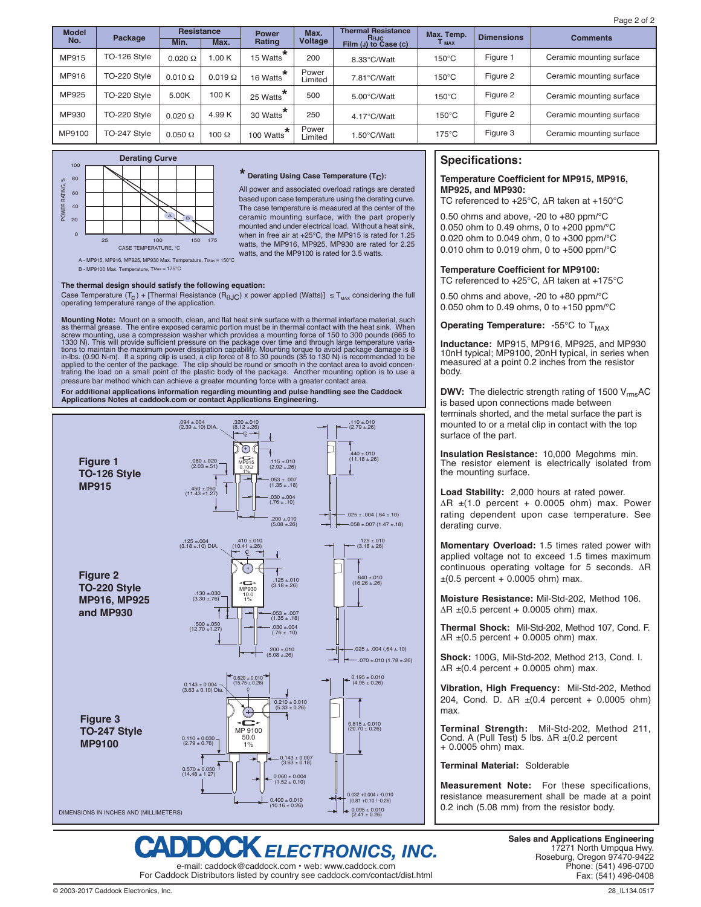| Model No. | Package | Resistance | | Power Rating | Max. Voltage | Thermal Resistance $R_{\theta JC}$ Film (J) to Case (C) | Max. Temp. $T_{MAX}$ | Dimensions | Comments |
|---|---|---|---|---|---|---|---|---|---|
| | | Min. | Max. | | | | | | |
| MP915 | TO-126 Style | 0.020 Ω | 1.00 K | 15 Watts* | 200 | 8.33°C/Watt | 150°C | Figure 1 | Ceramic mounting surface |
| MP916 | TO-220 Style | 0.010 Ω | 0.019 Ω | 16 Watts* | Power Limited | 7.81°C/Watt | 150°C | Figure 2 | Ceramic mounting surface |
| MP925 | TO-220 Style | 5.00K | 100 K | 25 Watts* | 500 | 5.00°C/Watt | 150°C | Figure 2 | Ceramic mounting surface |
| MP930 | TO-220 Style | 0.020 Ω | 4.99 K | 30 Watts* | 250 | 4.17°C/Watt | 150°C | Figure 2 | Ceramic mounting surface |
| MP9100 | TO-247 Style | 0.050 Ω | 100 Ω | 100 Watts* | Power Limited | 1.50°C/Watt | 175°C | Figure 3 | Ceramic mounting surface |

**Derating Curve**

POWER RATING, %

100
80
60
40
20
0

25
100
150
175

CASE TEMPERATURE, °C

A - MP915, MP916, MP925, MP930 Max. Temperature, TMax = 150°C

B - MP9100 Max. Temperature, TMax = 175°C

**\* Derating Using Case Temperature ($T_C$):**

All power and associated overload ratings are derated based upon case temperature using the derating curve. The case temperature is measured at the center of the ceramic mounting surface, with the part properly mounted and under electrical load. Without a heat sink, when in free air at +25°C, the MP915 is rated for 1.25 watts, the MP916, MP925, MP930 are rated for 2.25 watts, and the MP9100 is rated for 3.5 watts.

**The thermal design should satisfy the following equation:**

Case Temperature ($T_C$) + [Thermal Resistance ($R_{\theta JC}$) x power applied (Watts)] $\leq T_{MAX}$ considering the full operating temperature range of the application.

**Mounting Note:** Mount on a smooth, clean, and flat heat sink surface with a thermal interface material, such as thermal grease. The entire exposed ceramic portion must be in thermal contact with the heat sink. When screw mounting, use a compression washer which provides a mounting force of 150 to 300 pounds (665 to 1330 N). This will provide sufficient pressure on the package over time and through large temperature variations to maintain the maximum power dissipation capability. Mounting torque to avoid package damage is 8 in-lbs. (0.90 N-m). If a spring clip is used, a clip force of 8 to 30 pounds (35 to 130 N) is recommended to be applied to the center of the package. The clip should be round or smooth in the contact area to avoid concentrating the load on a small point of the plastic body of the package. Another mounting option is to use a pressure bar method which can achieve a greater mounting force with a greater contact area.

**For additional applications information regarding mounting and pulse handling see the Caddock Applications Notes at caddock.com or contact Applications Engineering.**

**Figure 1**
**TO-126 Style**
**MP915**

.094 ±.004 (2.39 ±.10) DIA.
.320 ±.010 (8.12 ±.26)
.110 ±.010 (2.79 ±.26)
.080 ±.020 (2.03 ±.51)
.115 ±.010 (2.92 ±.26)
.440 ±.010 (11.18 ±.26)
.053 ± .007 (1.35 ± .18)
.450 ±.050 (11.43 ±1.27)
.030 ±.004 (.76 ± .10)
.025 ± .004 (.64 ±.10)
.200 ±.010 (5.08 ±.26)
.058 ±.007 (1.47 ±.18)

**Figure 2**
**TO-220 Style**
**MP916, MP925 and MP930**

.125 ±.004 (3.18 ±.10) DIA.
.410 ±.010 (10.41 ±.26)
.125 ±.010 (3.18 ±.26)
.125 ±.010 (3.18 ±.26)
.640 ±.010 (16.26 ±.26)
.130 ±.030 (3.30 ±.76)
.053 ± .007 (1.35 ± .18)
.500 ±.050 (12.70 ±1.27)
.030 ±.004 (.76 ± .10)
.025 ± .004 (.64 ±.10)
.200 ±.010 (5.08 ±.26)
.070 ±.010 (1.78 ±.26)

**Figure 3**
**TO-247 Style**
**MP9100**

0.620 ± 0.010 (15.75 ± 0.26)
0.143 ± 0.004 (3.63 ± 0.10) Dia.
0.195 ± 0.010 (4.95 ± 0.26)
0.210 ± 0.010 (5.33 ± 0.26)
0.815 ± 0.010 (20.70 ± 0.26)
0.110 ± 0.030 (2.79 ± 0.76)
0.143 ± 0.007 (3.63 ± 0.18)
0.570 ± 0.050 (14.48 ± 1.27)
0.060 ± 0.004 (1.52 ± 0.10)
0.032 +0.004 / -0.010 (0.81 +0.10 / -0.26)
0.400 ± 0.010 (10.16 ± 0.26)
0.095 ± 0.010 (2.41 ± 0.26)

DIMENSIONS IN INCHES AND (MILLIMETERS)

## Specifications:

**Temperature Coefficient for MP915, MP916, MP925, and MP930:**
TC referenced to +25°C, ΔR taken at +150°C

0.50 ohms and above, -20 to +80 ppm/°C
0.050 ohm to 0.49 ohms, 0 to +200 ppm/°C
0.020 ohm to 0.049 ohm, 0 to +300 ppm/°C
0.010 ohm to 0.019 ohm, 0 to +500 ppm/°C

**Temperature Coefficient for MP9100:**
TC referenced to +25°C, ΔR taken at +175°C

0.50 ohms and above, -20 to +80 ppm/°C
0.050 ohm to 0.49 ohms, 0 to +150 ppm/°C

**Operating Temperature:** -55°C to $T_{MAX}$

**Inductance:** MP915, MP916, MP925, and MP930 10nH typical; MP9100, 20nH typical, in series when measured at a point 0.2 inches from the resistor body.

**DWV:** The dielectric strength rating of 1500 $V_{rms}$AC is based upon connections made between terminals shorted, and the metal surface the part is mounted to or a metal clip in contact with the top surface of the part.

**Insulation Resistance:** 10,000 Megohms min. The resistance element is electrically isolated from the mounting surface.

**Load Stability:** 2,000 hours at rated power. ΔR ±(1.0 percent + 0.0005 ohm) max. Power rating dependent upon case temperature. See derating curve.

**Momentary Overload:** 1.5 times rated power with applied voltage not to exceed 1.5 times maximum continuous operating voltage for 5 seconds. ΔR ±(0.5 percent + 0.0005 ohm) max.

**Moisture Resistance:** Mil-Std-202, Method 106. ΔR ±(0.5 percent + 0.0005 ohm) max.

**Thermal Shock:** Mil-Std-202, Method 107, Cond. F. ΔR ±(0.5 percent + 0.0005 ohm) max.

**Shock:** 100G, Mil-Std-202, Method 213, Cond. I. ΔR ±(0.4 percent + 0.0005 ohm) max.

**Vibration, High Frequency:** Mil-Std-202, Method 204, Cond. D. ΔR ±(0.4 percent + 0.0005 ohm) max.

**Terminal Strength:** Mil-Std-202, Method 211, Cond. A (Pull Test) 5 lbs. ΔR ±(0.2 percent + 0.0005 ohm) max.

**Terminal Material:** Solderable

**Measurement Note:** For these specifications, resistance measurement shall be made at a point 0.2 inch (5.08 mm) from the resistor body.

**CADDOCK ELECTRONICS, INC.**

e-mail: caddock@caddock.com • web: www.caddock.com
For Caddock Distributors listed by country see caddock.com/contact/dist.html

**Sales and Applications Engineering**
17271 North Umpqua Hwy.
Roseburg, Oregon 97470-9422
Phone: (541) 496-0700
Fax: (541) 496-0408

© 2003-2017 Caddock Electronics, Inc.

28_IL134.0517